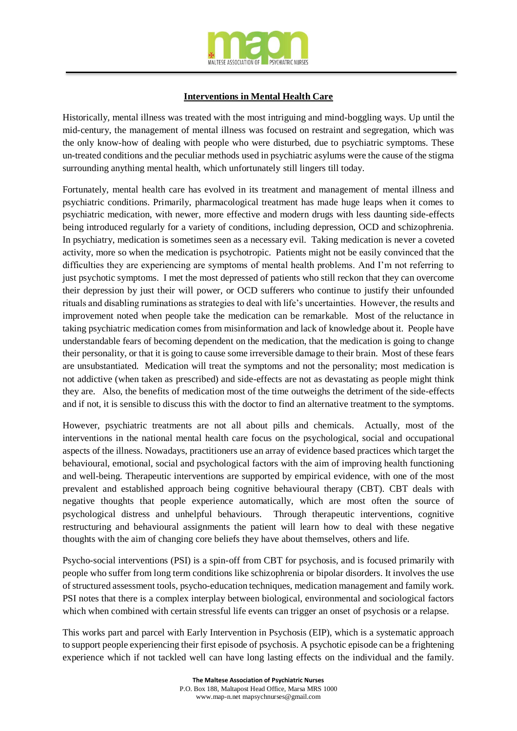## Interventions in Mental Health Care

Historically, mental illness was treated with the most intriguing and mind-boggling ways. Up until the mid-century, the management of mental illness was focused on restraint and segregation, which was the only know-how of dealing with people who were disturbed, due to psychiatric symptoms. These un-treated conditions and the peculiar methods used in psychiatric asylums were the cause of the stigma surrounding anything mental health, which unfortunately still lingers till today.

Fortunately, mental health care has evolved in its treatment and management of mental illness and psychiatric conditions. Primarily, pharmacological treatment has made huge leaps when it comes to psychiatric medication, with newer, more effective and modern drugs with less daunting side-effects being introduced regularly for a variety of conditions, including depression, OCD and schizophrenia. In psychiatry, medication is sometimes seen as a necessary evil. Taking medication is never a coveted activity, more so when the medication is psychotropic. Patients might not be easily convinced that the difficulties they are experiencing are symptoms of mental health problems. And I'm not referring to just psychotic symptoms. I met the most depressed of patients who still reckon that they can overcome their depression by just their will power, or OCD sufferers who continue to justify their unfounded rituals and disabling ruminations as strategies to deal with life's uncertainties. However, the results and improvement noted when people take the medication can be remarkable. Most of the reluctance in taking psychiatric medication comes from misinformation and lack of knowledge about it. People have understandable fears of becoming dependent on the medication, that the medication is going to change their personality, or that it is going to cause some irreversible damage to their brain. Most of these fears are unsubstantiated. Medication will treat the symptoms and not the personality; most medication is not addictive (when taken as prescribed) and side-effects are not as devastating as people might think they are. Also, the benefits of medication most of the time outweighs the detriment of the side-effects and if not, it is sensible to discuss this with the doctor to find an alternative treatment to the symptoms.

However, psychiatric treatments are not all about pills and chemicals. Actually, most of the interventions in the national mental health care focus on the psychological, social and occupational aspects of the illness. Nowadays, practitioners use an array of evidence based practices which target the behavioural, emotional, social and psychological factors with the aim of improving health functioning and well-being. Therapeutic interventions are supported by empirical evidence, with one of the most prevalent and established approach being cognitive behavioural therapy (CBT). CBT deals with negative thoughts that people experience automatically, which are most often the source of psychological distress and unhelpful behaviours. Through therapeutic interventions, cognitive restructuring and behavioural assignments the patient will learn how to deal with these negative thoughts with the aim of changing core beliefs they have about themselves, others and life.

Psycho-social interventions (PSI) is a spin-off from CBT for psychosis, and is focused primarily with people who suffer from long term conditions like schizophrenia or bipolar disorders. It involves the use of structured assessment tools, psycho-education techniques, medication management and family work. PSI notes that there is a complex interplay between biological, environmental and sociological factors which when combined with certain stressful life events can trigger an onset of psychosis or a relapse.

This works part and parcel with Early Intervention in Psychosis (EIP), which is a systematic approach to support people experiencing their first episode of psychosis. A psychotic episode can be a frightening experience which if not tackled well can have long lasting effects on the individual and the family.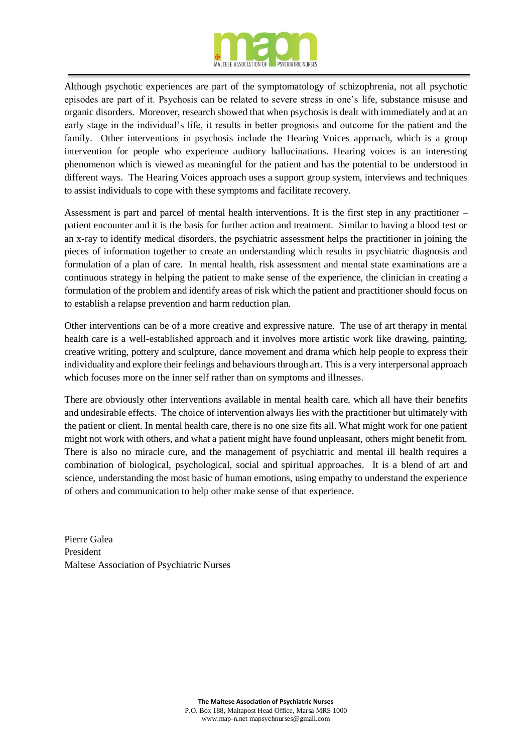Although psychotic experiences are part of the symptomatology of schizophrenia, not all psychotic episodes are part of it. Psychosis can be related to severe stress in one's life, substance misuse and organic disorders. Moreover, research showed that when psychosis is dealt with immediately and at an early stage in the individual's life, it results in better prognosis and outcome for the patient and the family. Other interventions in psychosis include the Hearing Voices approach, which is a group intervention for people who experience auditory hallucinations. Hearing voices is an interesting phenomenon which is viewed as meaningful for the patient and has the potential to be understood in different ways. The Hearing Voices approach uses a support group system, interviews and techniques to assist individuals to cope with these symptoms and facilitate recovery.

Assessment is part and parcel of mental health interventions. It is the first step in any practitioner – patient encounter and it is the basis for further action and treatment. Similar to having a blood test or an x-ray to identify medical disorders, the psychiatric assessment helps the practitioner in joining the pieces of information together to create an understanding which results in psychiatric diagnosis and formulation of a plan of care. In mental health, risk assessment and mental state examinations are a continuous strategy in helping the patient to make sense of the experience, the clinician in creating a formulation of the problem and identify areas of risk which the patient and practitioner should focus on to establish a relapse prevention and harm reduction plan.

Other interventions can be of a more creative and expressive nature. The use of art therapy in mental health care is a well-established approach and it involves more artistic work like drawing, painting, creative writing, pottery and sculpture, dance movement and drama which help people to express their individuality and explore their feelings and behaviours through art. This is a very interpersonal approach which focuses more on the inner self rather than on symptoms and illnesses.

There are obviously other interventions available in mental health care, which all have their benefits and undesirable effects. The choice of intervention always lies with the practitioner but ultimately with the patient or client. In mental health care, there is no one size fits all. What might work for one patient might not work with others, and what a patient might have found unpleasant, others might benefit from. There is also no miracle cure, and the management of psychiatric and mental ill health requires a combination of biological, psychological, social and spiritual approaches. It is a blend of art and science, understanding the most basic of human emotions, using empathy to understand the experience of others and communication to help other make sense of that experience.

Pierre Galea
President
Maltese Association of Psychiatric Nurses